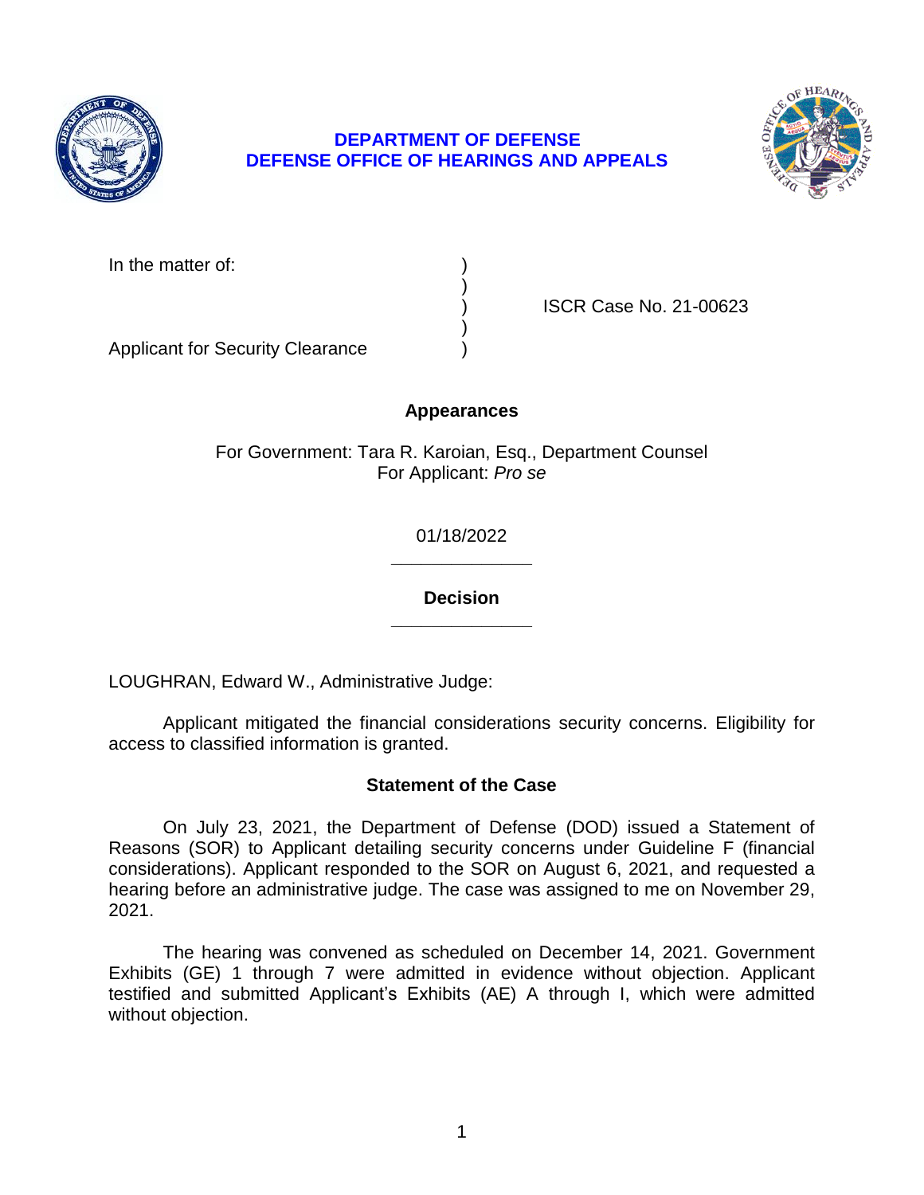**DEPARTMENT OF DEFENSE**
**DEFENSE OFFICE OF HEARINGS AND APPEALS**

| | | |
|---|---|---|
| In the matter of: | ) | |
| | ) | |
| | ) | ISCR Case No. 21-00623 |
| | ) | |
| Applicant for Security Clearance | ) | |

**Appearances**

For Government: Tara R. Karoian, Esq., Department Counsel
For Applicant: *Pro se*

01/18/2022

______________

**Decision**

______________

LOUGHRAN, Edward W., Administrative Judge:

Applicant mitigated the financial considerations security concerns. Eligibility for access to classified information is granted.

**Statement of the Case**

On July 23, 2021, the Department of Defense (DOD) issued a Statement of Reasons (SOR) to Applicant detailing security concerns under Guideline F (financial considerations). Applicant responded to the SOR on August 6, 2021, and requested a hearing before an administrative judge. The case was assigned to me on November 29, 2021.

The hearing was convened as scheduled on December 14, 2021. Government Exhibits (GE) 1 through 7 were admitted in evidence without objection. Applicant testified and submitted Applicant's Exhibits (AE) A through I, which were admitted without objection.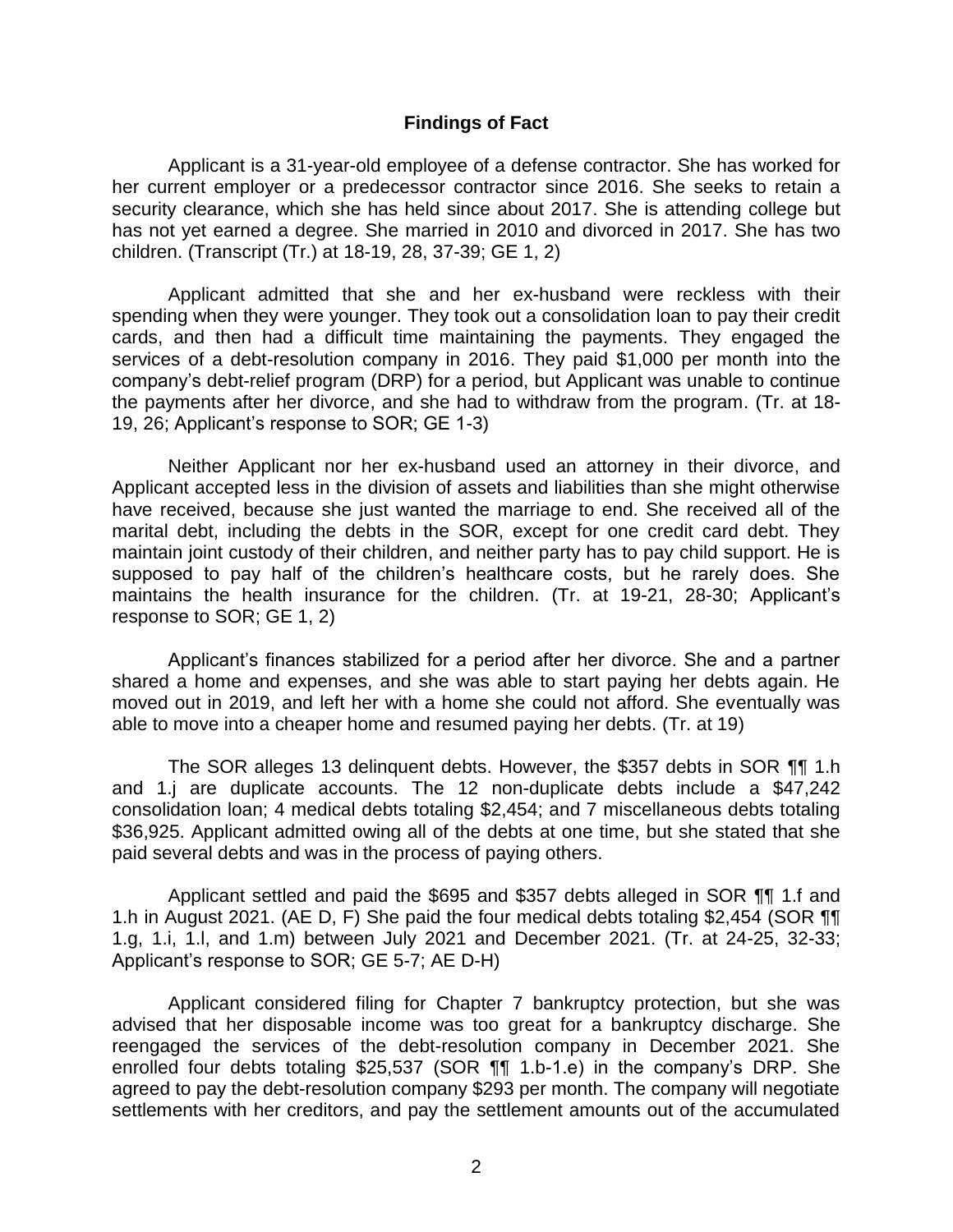## Findings of Fact

Applicant is a 31-year-old employee of a defense contractor. She has worked for her current employer or a predecessor contractor since 2016. She seeks to retain a security clearance, which she has held since about 2017. She is attending college but has not yet earned a degree. She married in 2010 and divorced in 2017. She has two children. (Transcript (Tr.) at 18-19, 28, 37-39; GE 1, 2)

Applicant admitted that she and her ex-husband were reckless with their spending when they were younger. They took out a consolidation loan to pay their credit cards, and then had a difficult time maintaining the payments. They engaged the services of a debt-resolution company in 2016. They paid $1,000 per month into the company's debt-relief program (DRP) for a period, but Applicant was unable to continue the payments after her divorce, and she had to withdraw from the program. (Tr. at 18-19, 26; Applicant's response to SOR; GE 1-3)

Neither Applicant nor her ex-husband used an attorney in their divorce, and Applicant accepted less in the division of assets and liabilities than she might otherwise have received, because she just wanted the marriage to end. She received all of the marital debt, including the debts in the SOR, except for one credit card debt. They maintain joint custody of their children, and neither party has to pay child support. He is supposed to pay half of the children's healthcare costs, but he rarely does. She maintains the health insurance for the children. (Tr. at 19-21, 28-30; Applicant's response to SOR; GE 1, 2)

Applicant's finances stabilized for a period after her divorce. She and a partner shared a home and expenses, and she was able to start paying her debts again. He moved out in 2019, and left her with a home she could not afford. She eventually was able to move into a cheaper home and resumed paying her debts. (Tr. at 19)

The SOR alleges 13 delinquent debts. However, the $357 debts in SOR ¶¶ 1.h and 1.j are duplicate accounts. The 12 non-duplicate debts include a $47,242 consolidation loan; 4 medical debts totaling $2,454; and 7 miscellaneous debts totaling $36,925. Applicant admitted owing all of the debts at one time, but she stated that she paid several debts and was in the process of paying others.

Applicant settled and paid the $695 and $357 debts alleged in SOR ¶¶ 1.f and 1.h in August 2021. (AE D, F) She paid the four medical debts totaling $2,454 (SOR ¶¶ 1.g, 1.i, 1.l, and 1.m) between July 2021 and December 2021. (Tr. at 24-25, 32-33; Applicant's response to SOR; GE 5-7; AE D-H)

Applicant considered filing for Chapter 7 bankruptcy protection, but she was advised that her disposable income was too great for a bankruptcy discharge. She reengaged the services of the debt-resolution company in December 2021. She enrolled four debts totaling $25,537 (SOR ¶¶ 1.b-1.e) in the company's DRP. She agreed to pay the debt-resolution company $293 per month. The company will negotiate settlements with her creditors, and pay the settlement amounts out of the accumulated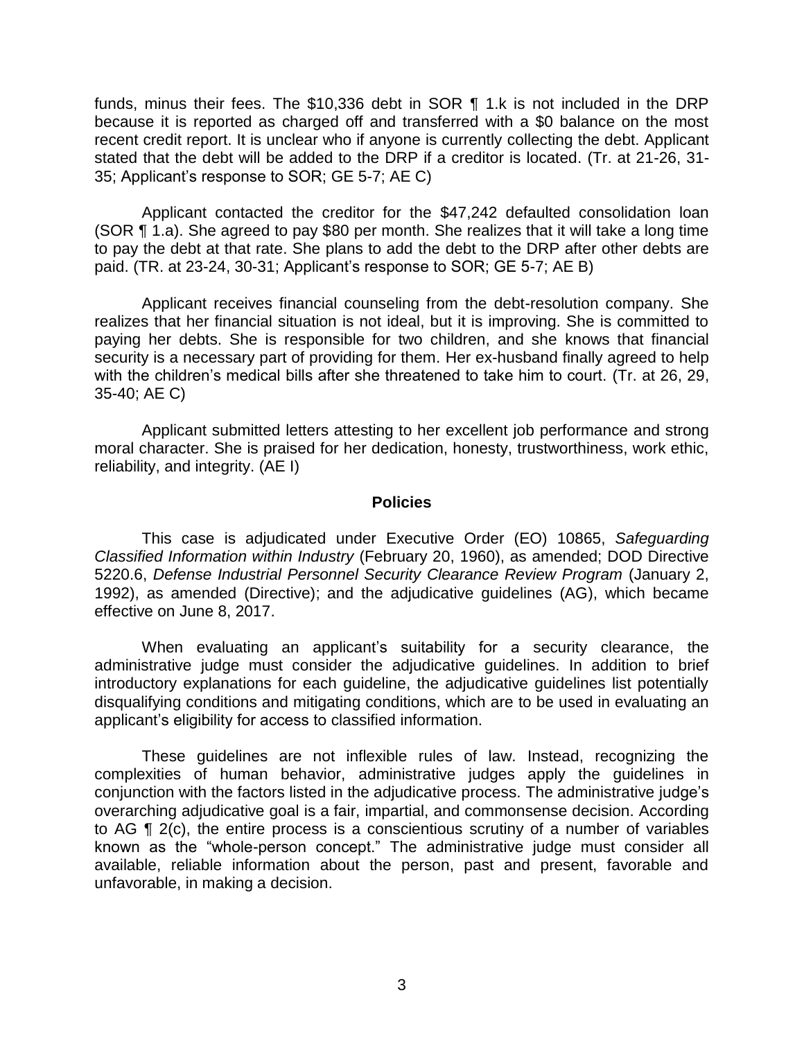funds, minus their fees. The $10,336 debt in SOR ¶ 1.k is not included in the DRP because it is reported as charged off and transferred with a $0 balance on the most recent credit report. It is unclear who if anyone is currently collecting the debt. Applicant stated that the debt will be added to the DRP if a creditor is located. (Tr. at 21-26, 31-35; Applicant's response to SOR; GE 5-7; AE C)

Applicant contacted the creditor for the $47,242 defaulted consolidation loan (SOR ¶ 1.a). She agreed to pay $80 per month. She realizes that it will take a long time to pay the debt at that rate. She plans to add the debt to the DRP after other debts are paid. (TR. at 23-24, 30-31; Applicant's response to SOR; GE 5-7; AE B)

Applicant receives financial counseling from the debt-resolution company. She realizes that her financial situation is not ideal, but it is improving. She is committed to paying her debts. She is responsible for two children, and she knows that financial security is a necessary part of providing for them. Her ex-husband finally agreed to help with the children's medical bills after she threatened to take him to court. (Tr. at 26, 29, 35-40; AE C)

Applicant submitted letters attesting to her excellent job performance and strong moral character. She is praised for her dedication, honesty, trustworthiness, work ethic, reliability, and integrity. (AE I)

## Policies

This case is adjudicated under Executive Order (EO) 10865, *Safeguarding Classified Information within Industry* (February 20, 1960), as amended; DOD Directive 5220.6, *Defense Industrial Personnel Security Clearance Review Program* (January 2, 1992), as amended (Directive); and the adjudicative guidelines (AG), which became effective on June 8, 2017.

When evaluating an applicant's suitability for a security clearance, the administrative judge must consider the adjudicative guidelines. In addition to brief introductory explanations for each guideline, the adjudicative guidelines list potentially disqualifying conditions and mitigating conditions, which are to be used in evaluating an applicant's eligibility for access to classified information.

These guidelines are not inflexible rules of law. Instead, recognizing the complexities of human behavior, administrative judges apply the guidelines in conjunction with the factors listed in the adjudicative process. The administrative judge's overarching adjudicative goal is a fair, impartial, and commonsense decision. According to AG ¶ 2(c), the entire process is a conscientious scrutiny of a number of variables known as the "whole-person concept." The administrative judge must consider all available, reliable information about the person, past and present, favorable and unfavorable, in making a decision.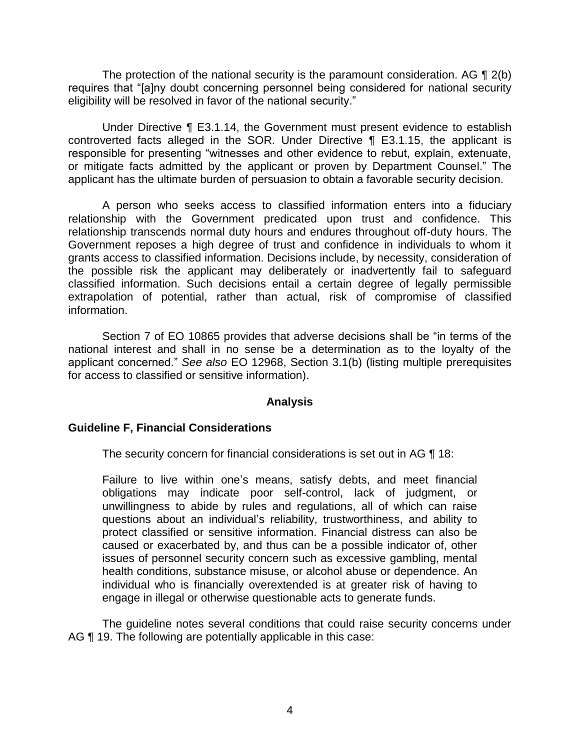The protection of the national security is the paramount consideration. AG ¶ 2(b) requires that "[a]ny doubt concerning personnel being considered for national security eligibility will be resolved in favor of the national security."

Under Directive ¶ E3.1.14, the Government must present evidence to establish controverted facts alleged in the SOR. Under Directive ¶ E3.1.15, the applicant is responsible for presenting "witnesses and other evidence to rebut, explain, extenuate, or mitigate facts admitted by the applicant or proven by Department Counsel." The applicant has the ultimate burden of persuasion to obtain a favorable security decision.

A person who seeks access to classified information enters into a fiduciary relationship with the Government predicated upon trust and confidence. This relationship transcends normal duty hours and endures throughout off-duty hours. The Government reposes a high degree of trust and confidence in individuals to whom it grants access to classified information. Decisions include, by necessity, consideration of the possible risk the applicant may deliberately or inadvertently fail to safeguard classified information. Such decisions entail a certain degree of legally permissible extrapolation of potential, rather than actual, risk of compromise of classified information.

Section 7 of EO 10865 provides that adverse decisions shall be "in terms of the national interest and shall in no sense be a determination as to the loyalty of the applicant concerned." *See also* EO 12968, Section 3.1(b) (listing multiple prerequisites for access to classified or sensitive information).

## Analysis

### Guideline F, Financial Considerations

The security concern for financial considerations is set out in AG ¶ 18:

> Failure to live within one's means, satisfy debts, and meet financial obligations may indicate poor self-control, lack of judgment, or unwillingness to abide by rules and regulations, all of which can raise questions about an individual's reliability, trustworthiness, and ability to protect classified or sensitive information. Financial distress can also be caused or exacerbated by, and thus can be a possible indicator of, other issues of personnel security concern such as excessive gambling, mental health conditions, substance misuse, or alcohol abuse or dependence. An individual who is financially overextended is at greater risk of having to engage in illegal or otherwise questionable acts to generate funds.

The guideline notes several conditions that could raise security concerns under AG ¶ 19. The following are potentially applicable in this case: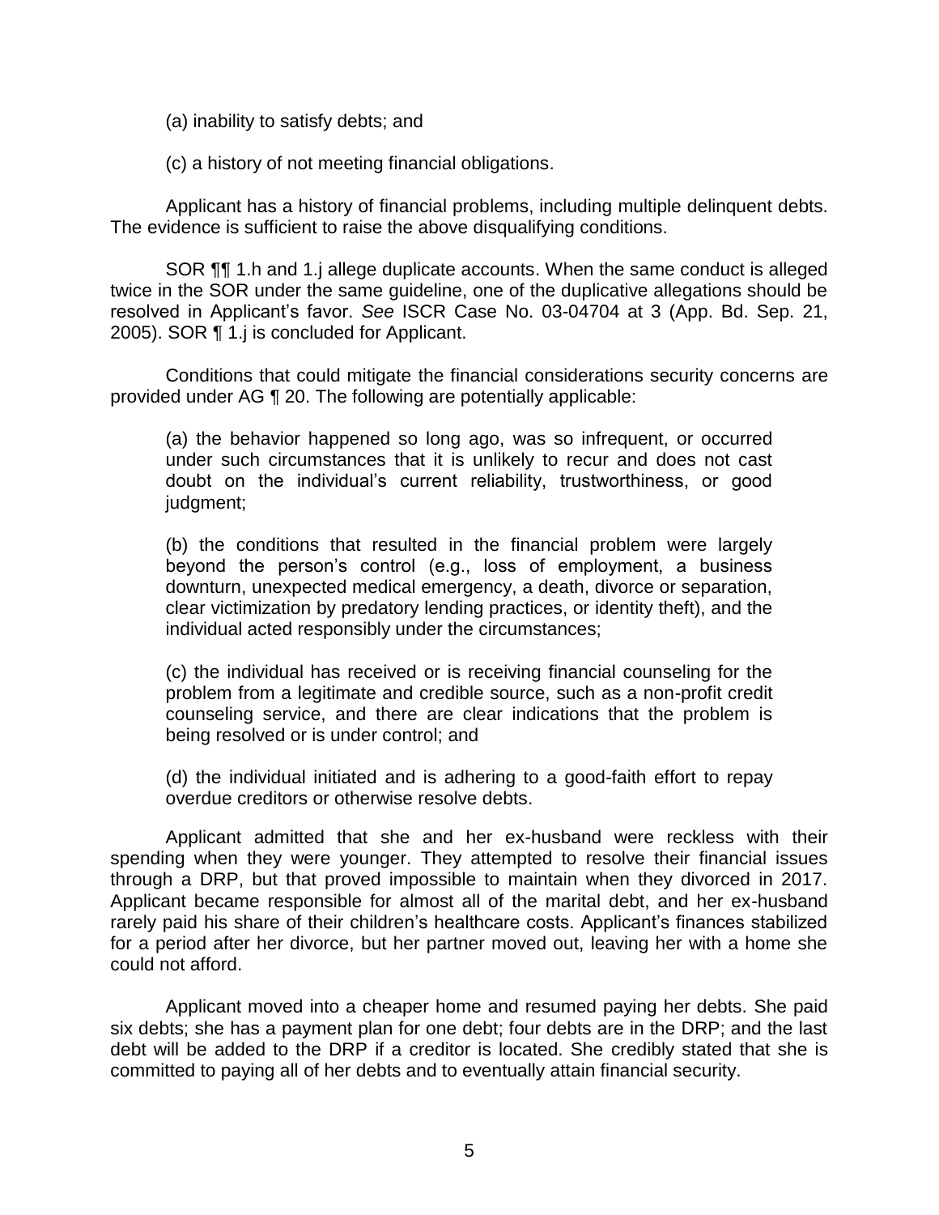(a) inability to satisfy debts; and

(c) a history of not meeting financial obligations.

Applicant has a history of financial problems, including multiple delinquent debts. The evidence is sufficient to raise the above disqualifying conditions.

SOR ¶¶ 1.h and 1.j allege duplicate accounts. When the same conduct is alleged twice in the SOR under the same guideline, one of the duplicative allegations should be resolved in Applicant's favor. *See* ISCR Case No. 03-04704 at 3 (App. Bd. Sep. 21, 2005). SOR ¶ 1.j is concluded for Applicant.

Conditions that could mitigate the financial considerations security concerns are provided under AG ¶ 20. The following are potentially applicable:

> (a) the behavior happened so long ago, was so infrequent, or occurred under such circumstances that it is unlikely to recur and does not cast doubt on the individual's current reliability, trustworthiness, or good judgment;
>
> (b) the conditions that resulted in the financial problem were largely beyond the person's control (e.g., loss of employment, a business downturn, unexpected medical emergency, a death, divorce or separation, clear victimization by predatory lending practices, or identity theft), and the individual acted responsibly under the circumstances;
>
> (c) the individual has received or is receiving financial counseling for the problem from a legitimate and credible source, such as a non-profit credit counseling service, and there are clear indications that the problem is being resolved or is under control; and
>
> (d) the individual initiated and is adhering to a good-faith effort to repay overdue creditors or otherwise resolve debts.

Applicant admitted that she and her ex-husband were reckless with their spending when they were younger. They attempted to resolve their financial issues through a DRP, but that proved impossible to maintain when they divorced in 2017. Applicant became responsible for almost all of the marital debt, and her ex-husband rarely paid his share of their children's healthcare costs. Applicant's finances stabilized for a period after her divorce, but her partner moved out, leaving her with a home she could not afford.

Applicant moved into a cheaper home and resumed paying her debts. She paid six debts; she has a payment plan for one debt; four debts are in the DRP; and the last debt will be added to the DRP if a creditor is located. She credibly stated that she is committed to paying all of her debts and to eventually attain financial security.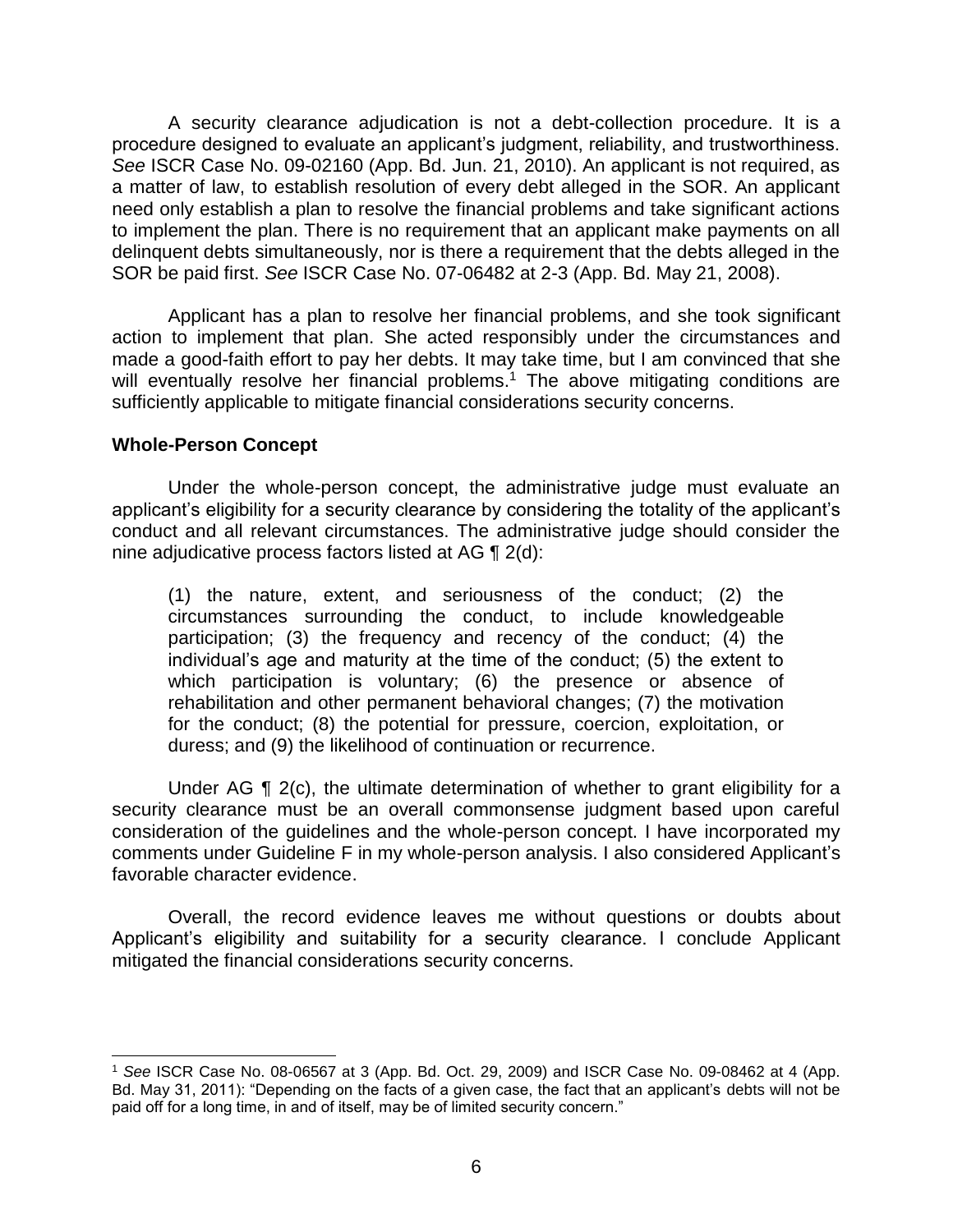A security clearance adjudication is not a debt-collection procedure. It is a procedure designed to evaluate an applicant's judgment, reliability, and trustworthiness. *See* ISCR Case No. 09-02160 (App. Bd. Jun. 21, 2010). An applicant is not required, as a matter of law, to establish resolution of every debt alleged in the SOR. An applicant need only establish a plan to resolve the financial problems and take significant actions to implement the plan. There is no requirement that an applicant make payments on all delinquent debts simultaneously, nor is there a requirement that the debts alleged in the SOR be paid first. *See* ISCR Case No. 07-06482 at 2-3 (App. Bd. May 21, 2008).

Applicant has a plan to resolve her financial problems, and she took significant action to implement that plan. She acted responsibly under the circumstances and made a good-faith effort to pay her debts. It may take time, but I am convinced that she will eventually resolve her financial problems.[1] The above mitigating conditions are sufficiently applicable to mitigate financial considerations security concerns.

## Whole-Person Concept

Under the whole-person concept, the administrative judge must evaluate an applicant's eligibility for a security clearance by considering the totality of the applicant's conduct and all relevant circumstances. The administrative judge should consider the nine adjudicative process factors listed at AG ¶ 2(d):

> (1) the nature, extent, and seriousness of the conduct; (2) the circumstances surrounding the conduct, to include knowledgeable participation; (3) the frequency and recency of the conduct; (4) the individual's age and maturity at the time of the conduct; (5) the extent to which participation is voluntary; (6) the presence or absence of rehabilitation and other permanent behavioral changes; (7) the motivation for the conduct; (8) the potential for pressure, coercion, exploitation, or duress; and (9) the likelihood of continuation or recurrence.

Under AG ¶ 2(c), the ultimate determination of whether to grant eligibility for a security clearance must be an overall commonsense judgment based upon careful consideration of the guidelines and the whole-person concept. I have incorporated my comments under Guideline F in my whole-person analysis. I also considered Applicant's favorable character evidence.

Overall, the record evidence leaves me without questions or doubts about Applicant's eligibility and suitability for a security clearance. I conclude Applicant mitigated the financial considerations security concerns.

---

[1] *See* ISCR Case No. 08-06567 at 3 (App. Bd. Oct. 29, 2009) and ISCR Case No. 09-08462 at 4 (App. Bd. May 31, 2011): "Depending on the facts of a given case, the fact that an applicant's debts will not be paid off for a long time, in and of itself, may be of limited security concern."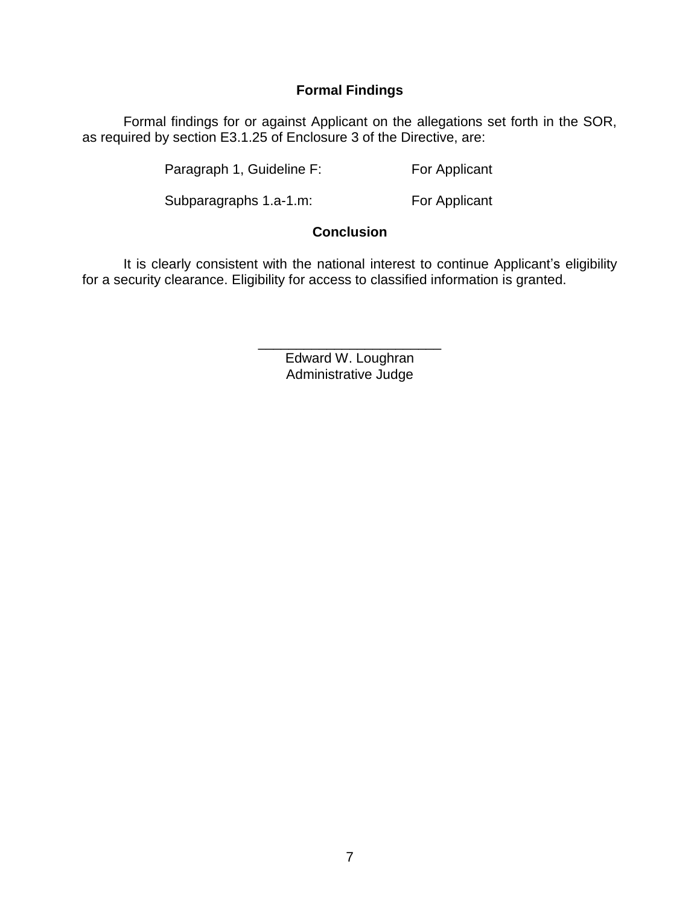## Formal Findings

Formal findings for or against Applicant on the allegations set forth in the SOR, as required by section E3.1.25 of Enclosure 3 of the Directive, are:

| | |
|---|---|
| Paragraph 1, Guideline F: | For Applicant |
| Subparagraphs 1.a-1.m: | For Applicant |

## Conclusion

It is clearly consistent with the national interest to continue Applicant's eligibility for a security clearance. Eligibility for access to classified information is granted.

________________________
Edward W. Loughran
Administrative Judge